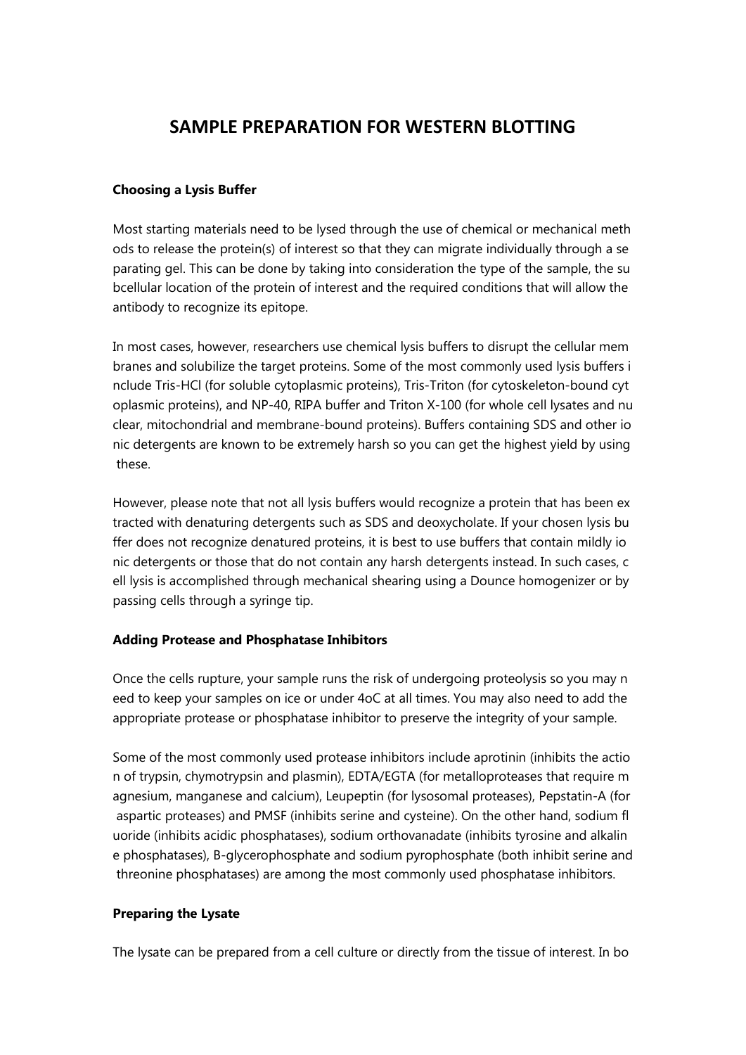# SAMPLE PREPARATION FOR WESTERN BLOTTING

### Choosing a Lysis Buffer

Most starting materials need to be lysed through the use of chemical or mechanical methods to release the protein(s) of interest so that they can migrate individually through a separating gel. This can be done by taking into consideration the type of the sample, the subcellular location of the protein of interest and the required conditions that will allow the antibody to recognize its epitope.

In most cases, however, researchers use chemical lysis buffers to disrupt the cellular membranes and solubilize the target proteins. Some of the most commonly used lysis buffers include Tris-HCl (for soluble cytoplasmic proteins), Tris-Triton (for cytoskeleton-bound cytoplasmic proteins), and NP-40, RIPA buffer and Triton X-100 (for whole cell lysates and nuclear, mitochondrial and membrane-bound proteins). Buffers containing SDS and other ionic detergents are known to be extremely harsh so you can get the highest yield by using these.

However, please note that not all lysis buffers would recognize a protein that has been extracted with denaturing detergents such as SDS and deoxycholate. If your chosen lysis buffer does not recognize denatured proteins, it is best to use buffers that contain mildly ionic detergents or those that do not contain any harsh detergents instead. In such cases, cell lysis is accomplished through mechanical shearing using a Dounce homogenizer or by passing cells through a syringe tip.

### Adding Protease and Phosphatase Inhibitors

Once the cells rupture, your sample runs the risk of undergoing proteolysis so you may need to keep your samples on ice or under 4oC at all times. You may also need to add the appropriate protease or phosphatase inhibitor to preserve the integrity of your sample.

Some of the most commonly used protease inhibitors include aprotinin (inhibits the action of trypsin, chymotrypsin and plasmin), EDTA/EGTA (for metalloproteases that require magnesium, manganese and calcium), Leupeptin (for lysosomal proteases), Pepstatin-A (for aspartic proteases) and PMSF (inhibits serine and cysteine). On the other hand, sodium fluoride (inhibits acidic phosphatases), sodium orthovanadate (inhibits tyrosine and alkaline phosphatases), B-glycerophosphate and sodium pyrophosphate (both inhibit serine and threonine phosphatases) are among the most commonly used phosphatase inhibitors.

### Preparing the Lysate

The lysate can be prepared from a cell culture or directly from the tissue of interest. In bo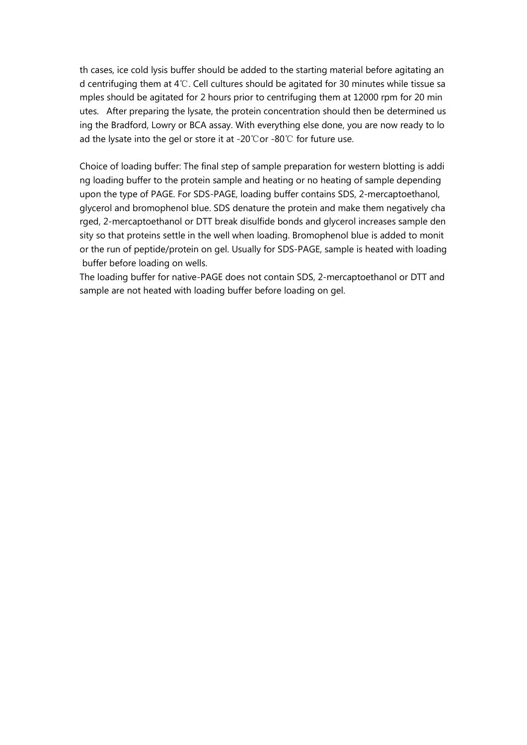th cases, ice cold lysis buffer should be added to the starting material before agitating and centrifuging them at 4℃. Cell cultures should be agitated for 30 minutes while tissue samples should be agitated for 2 hours prior to centrifuging them at 12000 rpm for 20 minutes. After preparing the lysate, the protein concentration should then be determined using the Bradford, Lowry or BCA assay. With everything else done, you are now ready to load the lysate into the gel or store it at -20℃or -80℃ for future use.

Choice of loading buffer: The final step of sample preparation for western blotting is adding loading buffer to the protein sample and heating or no heating of sample depending upon the type of PAGE. For SDS-PAGE, loading buffer contains SDS, 2-mercaptoethanol, glycerol and bromophenol blue. SDS denature the protein and make them negatively charged, 2-mercaptoethanol or DTT break disulfide bonds and glycerol increases sample density so that proteins settle in the well when loading. Bromophenol blue is added to monitor the run of peptide/protein on gel. Usually for SDS-PAGE, sample is heated with loading buffer before loading on wells.
The loading buffer for native-PAGE does not contain SDS, 2-mercaptoethanol or DTT and sample are not heated with loading buffer before loading on gel.